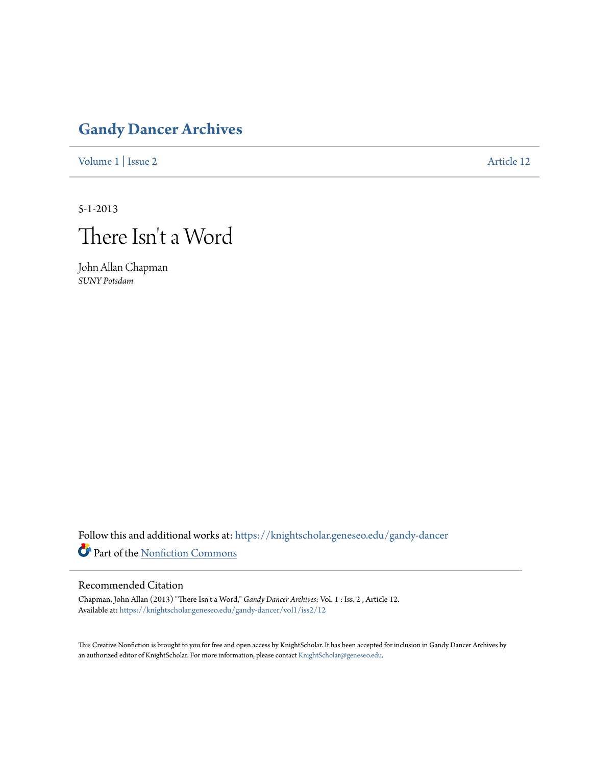# Gandy Dancer Archives

Volume 1 | Issue 2 Article 12

5-1-2013

# There Isn't a Word

John Allan Chapman
*SUNY Potsdam*

Follow this and additional works at: https://knightscholar.geneseo.edu/gandy-dancer

Part of the Nonfiction Commons

## Recommended Citation

Chapman, John Allan (2013) "There Isn't a Word," *Gandy Dancer Archives*: Vol. 1 : Iss. 2 , Article 12.
Available at: https://knightscholar.geneseo.edu/gandy-dancer/vol1/iss2/12

This Creative Nonfiction is brought to you for free and open access by KnightScholar. It has been accepted for inclusion in Gandy Dancer Archives by an authorized editor of KnightScholar. For more information, please contact KnightScholar@geneseo.edu.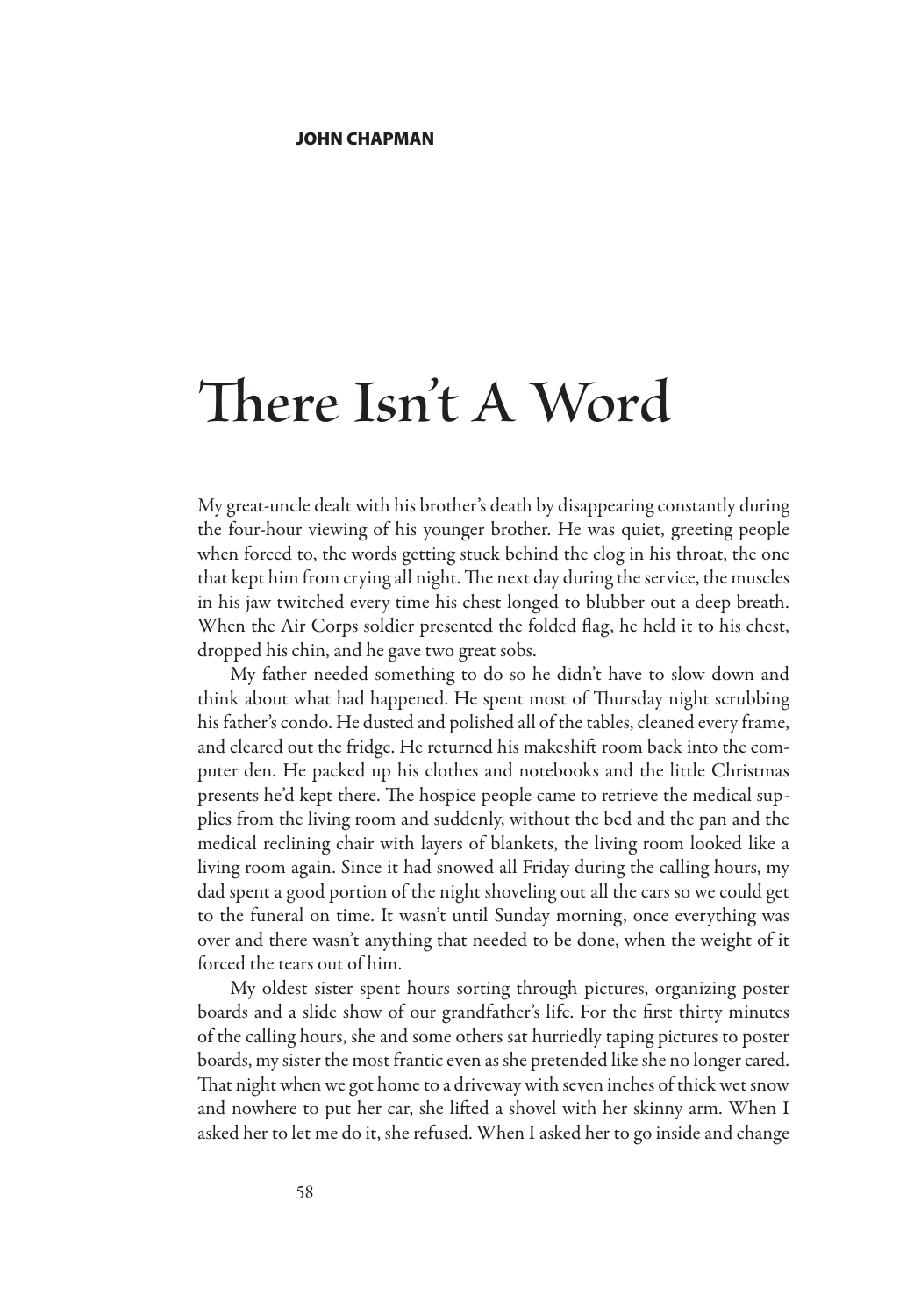**JOHN CHAPMAN**

# There Isn't A Word

My great-uncle dealt with his brother's death by disappearing constantly during the four-hour viewing of his younger brother. He was quiet, greeting people when forced to, the words getting stuck behind the clog in his throat, the one that kept him from crying all night. The next day during the service, the muscles in his jaw twitched every time his chest longed to blubber out a deep breath. When the Air Corps soldier presented the folded flag, he held it to his chest, dropped his chin, and he gave two great sobs.

My father needed something to do so he didn't have to slow down and think about what had happened. He spent most of Thursday night scrubbing his father's condo. He dusted and polished all of the tables, cleaned every frame, and cleared out the fridge. He returned his makeshift room back into the computer den. He packed up his clothes and notebooks and the little Christmas presents he'd kept there. The hospice people came to retrieve the medical supplies from the living room and suddenly, without the bed and the pan and the medical reclining chair with layers of blankets, the living room looked like a living room again. Since it had snowed all Friday during the calling hours, my dad spent a good portion of the night shoveling out all the cars so we could get to the funeral on time. It wasn't until Sunday morning, once everything was over and there wasn't anything that needed to be done, when the weight of it forced the tears out of him.

My oldest sister spent hours sorting through pictures, organizing poster boards and a slide show of our grandfather's life. For the first thirty minutes of the calling hours, she and some others sat hurriedly taping pictures to poster boards, my sister the most frantic even as she pretended like she no longer cared. That night when we got home to a driveway with seven inches of thick wet snow and nowhere to put her car, she lifted a shovel with her skinny arm. When I asked her to let me do it, she refused. When I asked her to go inside and change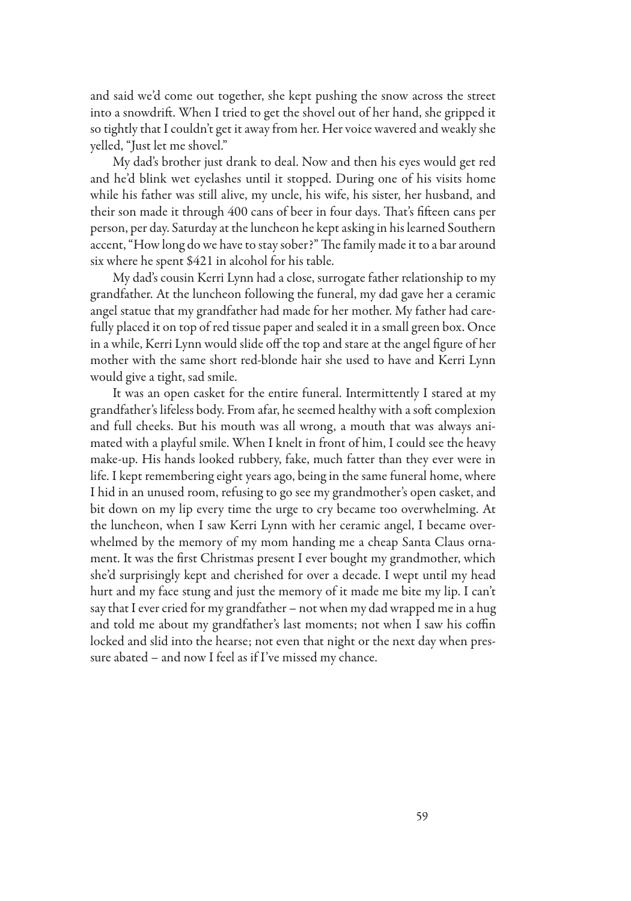and said we'd come out together, she kept pushing the snow across the street into a snowdrift. When I tried to get the shovel out of her hand, she gripped it so tightly that I couldn't get it away from her. Her voice wavered and weakly she yelled, "Just let me shovel."

My dad's brother just drank to deal. Now and then his eyes would get red and he'd blink wet eyelashes until it stopped. During one of his visits home while his father was still alive, my uncle, his wife, his sister, her husband, and their son made it through 400 cans of beer in four days. That's fifteen cans per person, per day. Saturday at the luncheon he kept asking in his learned Southern accent, "How long do we have to stay sober?" The family made it to a bar around six where he spent $421 in alcohol for his table.

My dad's cousin Kerri Lynn had a close, surrogate father relationship to my grandfather. At the luncheon following the funeral, my dad gave her a ceramic angel statue that my grandfather had made for her mother. My father had carefully placed it on top of red tissue paper and sealed it in a small green box. Once in a while, Kerri Lynn would slide off the top and stare at the angel figure of her mother with the same short red-blonde hair she used to have and Kerri Lynn would give a tight, sad smile.

It was an open casket for the entire funeral. Intermittently I stared at my grandfather's lifeless body. From afar, he seemed healthy with a soft complexion and full cheeks. But his mouth was all wrong, a mouth that was always animated with a playful smile. When I knelt in front of him, I could see the heavy make-up. His hands looked rubbery, fake, much fatter than they ever were in life. I kept remembering eight years ago, being in the same funeral home, where I hid in an unused room, refusing to go see my grandmother's open casket, and bit down on my lip every time the urge to cry became too overwhelming. At the luncheon, when I saw Kerri Lynn with her ceramic angel, I became overwhelmed by the memory of my mom handing me a cheap Santa Claus ornament. It was the first Christmas present I ever bought my grandmother, which she'd surprisingly kept and cherished for over a decade. I wept until my head hurt and my face stung and just the memory of it made me bite my lip. I can't say that I ever cried for my grandfather – not when my dad wrapped me in a hug and told me about my grandfather's last moments; not when I saw his coffin locked and slid into the hearse; not even that night or the next day when pressure abated – and now I feel as if I've missed my chance.